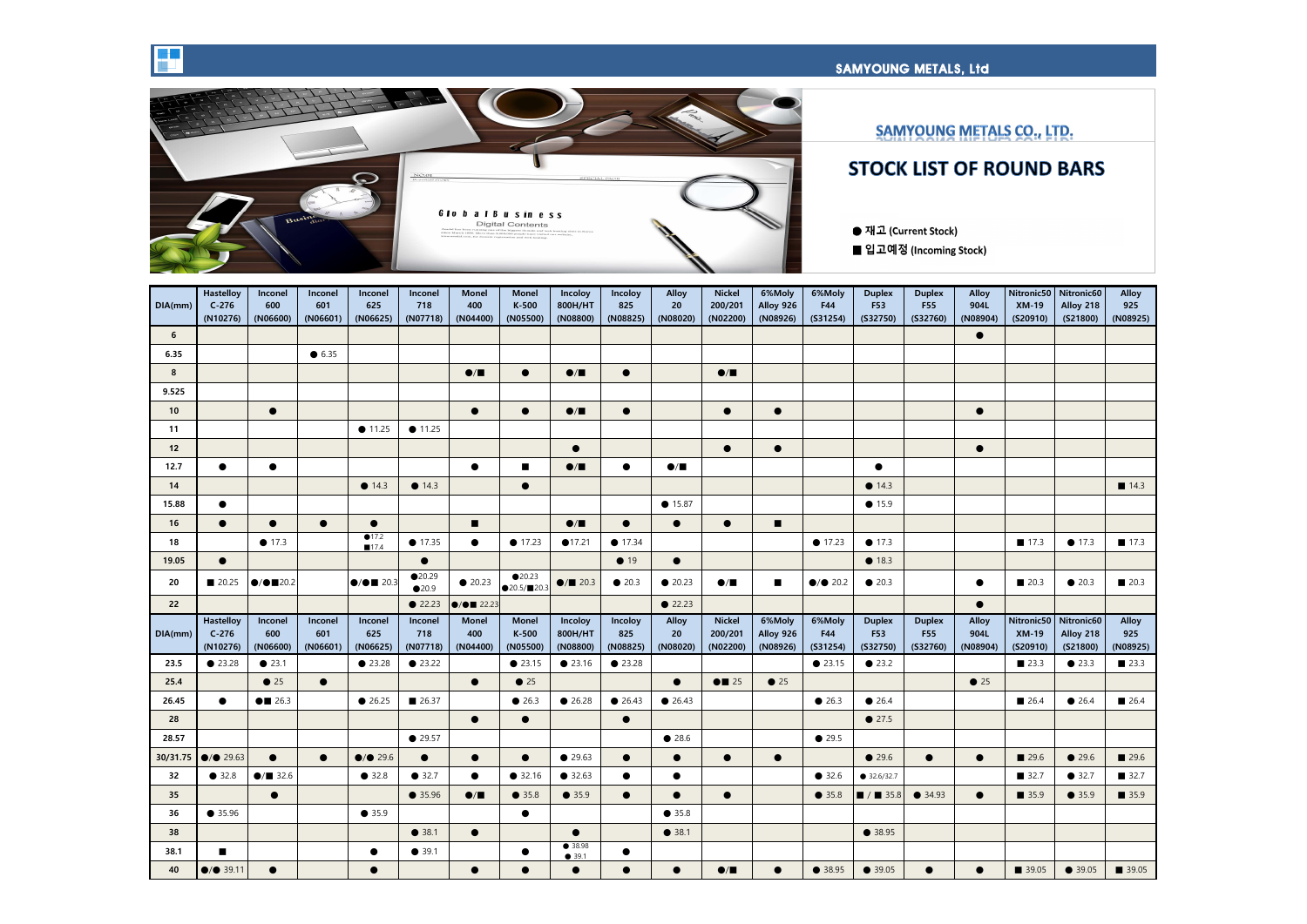## SAMYOUNG METALS CO., LTD.

# STOCK LIST OF ROUND BARS

● 재고 (Current Stock)

■ 입고예정 (Incoming Stock)

| DIA(mm) | Hastelloy C-276 (N10276) | Inconel 600 (N06600) | Inconel 601 (N06601) | Inconel 625 (N06625) | Inconel 718 (N07718) | Monel 400 (N04400) | Monel K-500 (N05500) | Incoloy 800H/HT (N08800) | Incoloy 825 (N08825) | Alloy 20 (N08020) | Nickel 200/201 (N02200) | 6%Moly Alloy 926 (N08926) | 6%Moly F44 (S31254) | Duplex F53 (S32750) | Duplex F55 (S32760) | Alloy 904L (N08904) | Nitronic50 XM-19 (S20910) | Nitronic60 Alloy 218 (S21800) | Alloy 925 (N08925) |
|---|---|---|---|---|---|---|---|---|---|---|---|---|---|---|---|---|---|---|---|
| 6 | | | | | | | | | | | | | | | | ● | | | |
| 6.35 | | | ● 6.35 | | | | | | | | | | | | | | | | |
| 8 | | | | | | ●/■ | ● | ●/■ | ● | | ●/■ | | | | | | | | |
| 9.525 | | | | | | | | | | | | | | | | | | | |
| 10 | | ● | | | | ● | ● | ●/■ | ● | | ● | ● | | | | ● | | | |
| 11 | | | | ● 11.25 | ● 11.25 | | | | | | | | | | | | | | |
| 12 | | | | | | | | ● | | | ● | ● | | | | ● | | | |
| 12.7 | ● | ● | | | | ● | ■ | ●/■ | ● | ●/■ | | | | ● | | | | | |
| 14 | | | | ● 14.3 | ● 14.3 | | ● | | | | | | | ● 14.3 | | | | | ■ 14.3 |
| 15.88 | ● | | | | | | | | | ● 15.87 | | | | ● 15.9 | | | | | |
| 16 | ● | ● | ● | ● | | ■ | | ●/■ | ● | ● | ● | ■ | | | | | | | |
| 18 | | ● 17.3 | | ●17.2 ■17.4 | ● 17.35 | ● | ● 17.23 | ●17.21 | ● 17.34 | | | | ● 17.23 | ● 17.3 | | | ■ 17.3 | ● 17.3 | ■ 17.3 |
| 19.05 | ● | | | | ● | | | | ● 19 | ● | | | | ● 18.3 | | | | | |
| 20 | ■ 20.25 | ●/●■20.2 | | ●/●■ 20.3 | ●20.29 ●20.9 | ● 20.23 | ●20.23 ●20.5/■20.3 | ●/■ 20.3 | ● 20.3 | ● 20.23 | ●/■ | ■ | ●/● 20.2 | ● 20.3 | | ● | ■ 20.3 | ● 20.3 | ■ 20.3 |
| 22 | | | | | ● 22.23 | ●/●■ 22.23 | | | | ● 22.23 | | | | | | ● | | | |
| 23.5 | ● 23.28 | ● 23.1 | | ● 23.28 | ● 23.22 | | ● 23.15 | ● 23.16 | ● 23.28 | | | | ● 23.15 | ● 23.2 | | | ■ 23.3 | ● 23.3 | ■ 23.3 |
| 25.4 | | ● 25 | ● | | | ● | ● 25 | | | ● | ●■ 25 | ● 25 | | | | ● 25 | | | |
| 26.45 | ● | ●■ 26.3 | | ● 26.25 | ■ 26.37 | | ● 26.3 | ● 26.28 | ● 26.43 | ● 26.43 | | | ● 26.3 | ● 26.4 | | | ■ 26.4 | ● 26.4 | ■ 26.4 |
| 28 | | | | | | ● | ● | | ● | | | | | ● 27.5 | | | | | |
| 28.57 | | | | | ● 29.57 | | | | | ● 28.6 | | | ● 29.5 | | | | | | |
| 30/31.75 | ●/● 29.63 | ● | ● | ●/● 29.6 | ● | ● | ● | ● 29.63 | ● | ● | ● | ● | | ● 29.6 | ● | ● | ■ 29.6 | ● 29.6 | ■ 29.6 |
| 32 | ● 32.8 | ●/■ 32.6 | | ● 32.8 | ● 32.7 | ● | ● 32.16 | ● 32.63 | ● | ● | | | ● 32.6 | ● 32.6/32.7 | | | ■ 32.7 | ● 32.7 | ■ 32.7 |
| 35 | | ● | | | ● 35.96 | ●/■ | ● 35.8 | ● 35.9 | ● | ● | ● | | ● 35.8 | ■ / ■ 35.8 | ● 34.93 | ● | ■ 35.9 | ● 35.9 | ■ 35.9 |
| 36 | ● 35.96 | | | ● 35.9 | | | ● | | | ● 35.8 | | | | | | | | | |
| 38 | | | | | ● 38.1 | ● | | ● | | ● 38.1 | | | | ● 38.95 | | | | | |
| 38.1 | ■ | | | ● | ● 39.1 | | ● | ● 38.98 ● 39.1 | ● | | | | | | | | | | |
| 40 | ●/● 39.11 | ● | | ● | | ● | ● | ● | ● | ● | ●/■ | ● | ● 38.95 | ● 39.05 | ● | ● | ■ 39.05 | ● 39.05 | ■ 39.05 |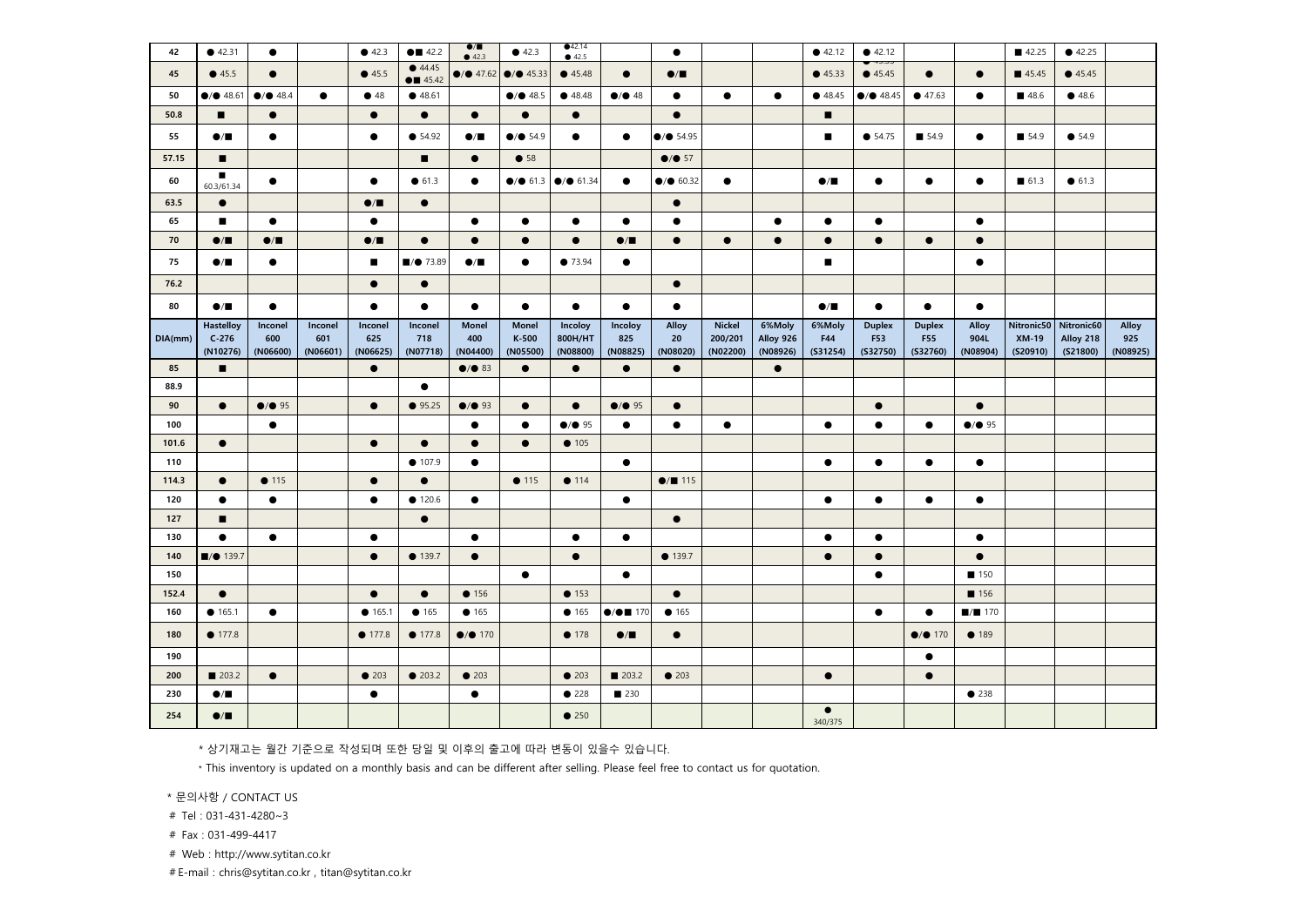| DIA(mm) | Hastelloy C-276 (N10276) | Inconel 600 (N06600) | Inconel 601 (N06601) | Inconel 625 (N06625) | Inconel 718 (N07718) | Monel 400 (N04400) | Monel K-500 (N05500) | Incoloy 800H/HT (N08800) | Incoloy 825 (N08825) | Alloy 20 (N08020) | Nickel 200/201 (N02200) | 6%Moly Alloy 926 (N08926) | 6%Moly F44 (S31254) | Duplex F53 (S32750) | Duplex F55 (S32760) | Alloy 904L (N08904) | Nitronic50 XM-19 (S20910) | Nitronic60 Alloy 218 (S21800) | Alloy 925 (N08925) |
|---|---|---|---|---|---|---|---|---|---|---|---|---|---|---|---|---|---|---|---|
| 42 | ● 42.31 | ● | | ● 42.3 | ●■ 42.2 | ●/■ ● 42.3 | ● 42.3 | ● 42.14 ● 42.5 | | ● | | | ● 42.12 | ● 42.12 | | | ■ 42.25 | ● 42.25 | |
| 45 | ● 45.5 | ● | | ● 45.5 | ● 44.45 ●■ 45.42 | ●/● 47.62 | ●/● 45.33 | ● 45.48 | ● | ●/■ | | | ● 45.33 | ● 45.45 | ● | ● | ■ 45.45 | ● 45.45 | |
| 50 | ●/● 48.61 | ●/● 48.4 | ● | ● 48 | ● 48.61 | | ●/● 48.5 | ● 48.48 | ●/● 48 | ● | ● | ● | ● 48.45 | ●/● 48.45 | ● 47.63 | ● | ■ 48.6 | ● 48.6 | |
| 50.8 | ■ | ● | | ● | ● | ● | ● | ● | | ● | | | ■ | | | | | | |
| 55 | ●/■ | ● | | ● | ● 54.92 | ●/■ | ●/● 54.9 | ● | ● | ●/● 54.95 | | | ■ | ● 54.75 | ■ 54.9 | ● | ■ 54.9 | ● 54.9 | |
| 57.15 | ■ | | | | ■ | ● | ● 58 | | | ●/● 57 | | | | | | | | | |
| 60 | ■ 60.3/61.34 | ● | | ● | ● 61.3 | ● | ●/● 61.3 | ●/● 61.34 | ● | ●/● 60.32 | ● | | ●/■ | ● | ● | ● | ■ 61.3 | ● 61.3 | |
| 63.5 | ● | | | ●/■ | ● | | | | | ● | | | | | | | | | |
| 65 | ■ | ● | | ● | | ● | ● | ● | ● | ● | | ● | ● | ● | | ● | | | |
| 70 | ●/■ | ●/■ | | ●/■ | ● | ● | ● | ● | ●/■ | ● | ● | ● | ● | ● | ● | ● | | | |
| 75 | ●/■ | ● | | ■ | ■/● 73.89 | ●/■ | ● | ● 73.94 | ● | | | | ■ | | | ● | | | |
| 76.2 | | | | ● | ● | | | | | ● | | | | | | | | | |
| 80 | ●/■ | ● | | ● | ● | ● | ● | ● | ● | ● | | | ●/■ | ● | ● | ● | | | |
| 85 | ■ | | | ● | | ●/● 83 | ● | ● | ● | ● | | ● | | | | | | | |
| 88.9 | | | | | ● | | | | | | | | | | | | | | |
| 90 | ● | ●/● 95 | | ● | ● 95.25 | ●/● 93 | ● | ● | ●/● 95 | ● | | | | ● | | ● | | | |
| 100 | | ● | | | | ● | ● | ●/● 95 | ● | ● | ● | | ● | ● | ● | ●/● 95 | | | |
| 101.6 | ● | | | ● | ● | ● | ● | ● 105 | | | | | | | | | | | |
| 110 | | | | | ● 107.9 | ● | | | ● | | | | ● | ● | ● | ● | | | |
| 114.3 | ● | ● 115 | | ● | ● | | ● 115 | ● 114 | | ●/■ 115 | | | | | | | | | |
| 120 | ● | ● | | ● | ● 120.6 | ● | | | ● | | | | ● | ● | ● | ● | | | |
| 127 | ■ | | | | ● | | | | | ● | | | | | | | | | |
| 130 | ● | ● | | ● | | ● | | ● | ● | | | | ● | ● | | ● | | | |
| 140 | ■/● 139.7 | | | ● | ● 139.7 | ● | | ● | | ● 139.7 | | | ● | ● | | ● | | | |
| 150 | | | | | | | ● | | ● | | | | | ● | | ■ 150 | | | |
| 152.4 | ● | | | ● | ● | ● 156 | | ● 153 | | ● | | | | | | ■ 156 | | | |
| 160 | ● 165.1 | ● | | ● 165.1 | ● 165 | ● 165 | | ● 165 | ●/●■ 170 | ● 165 | | | | ● | ● | ■/■ 170 | | | |
| 180 | ● 177.8 | | | ● 177.8 | ● 177.8 | ●/● 170 | | ● 178 | ●/■ | ● | | | | | ●/● 170 | ● 189 | | | |
| 190 | | | | | | | | | | | | | | | ● | | | | |
| 200 | ■ 203.2 | ● | | ● 203 | ● 203.2 | ● 203 | | ● 203 | ■ 203.2 | ● 203 | | | ● | | ● | | | | |
| 230 | ●/■ | | | ● | | ● | | ● 228 | ■ 230 | | | | | | | ● 238 | | | |
| 254 | ●/■ | | | | | | | ● 250 | | | | | ● 340/375 | | | | | | |

* 상기재고는 월간 기준으로 작성되며 또한 당일 및 이후의 출고에 따라 변동이 있을수 있습니다.

* This inventory is updated on a monthly basis and can be different after selling. Please feel free to contact us for quotation.

* 문의사항 / CONTACT US

# Tel : 031-431-4280~3

# Fax : 031-499-4417

# Web : http://www.sytitan.co.kr

# E-mail : chris@sytitan.co.kr , titan@sytitan.co.kr